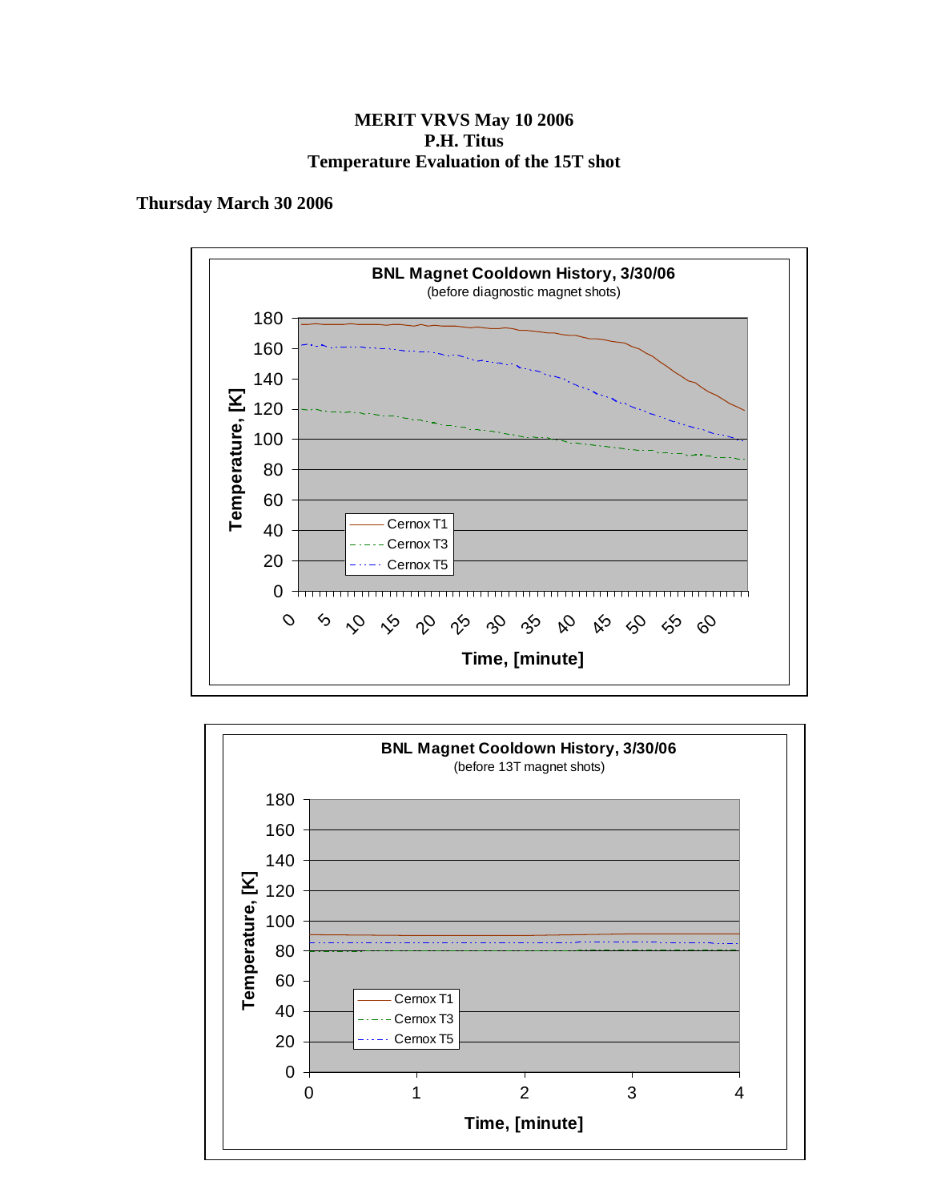**MERIT VRVS May 10 2006**
**P.H. Titus**
**Temperature Evaluation of the 15T shot**

## Thursday March 30 2006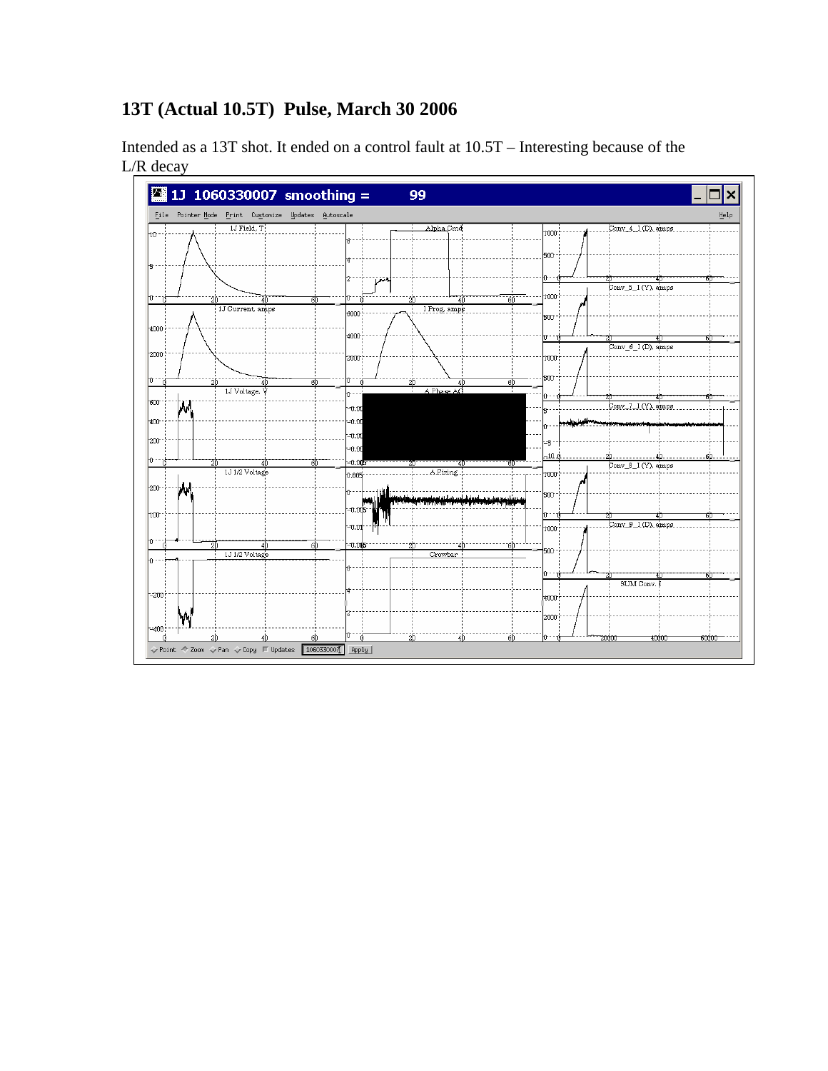## 13T (Actual 10.5T) Pulse, March 30 2006

Intended as a 13T shot. It ended on a control fault at 10.5T – Interesting because of the L/R decay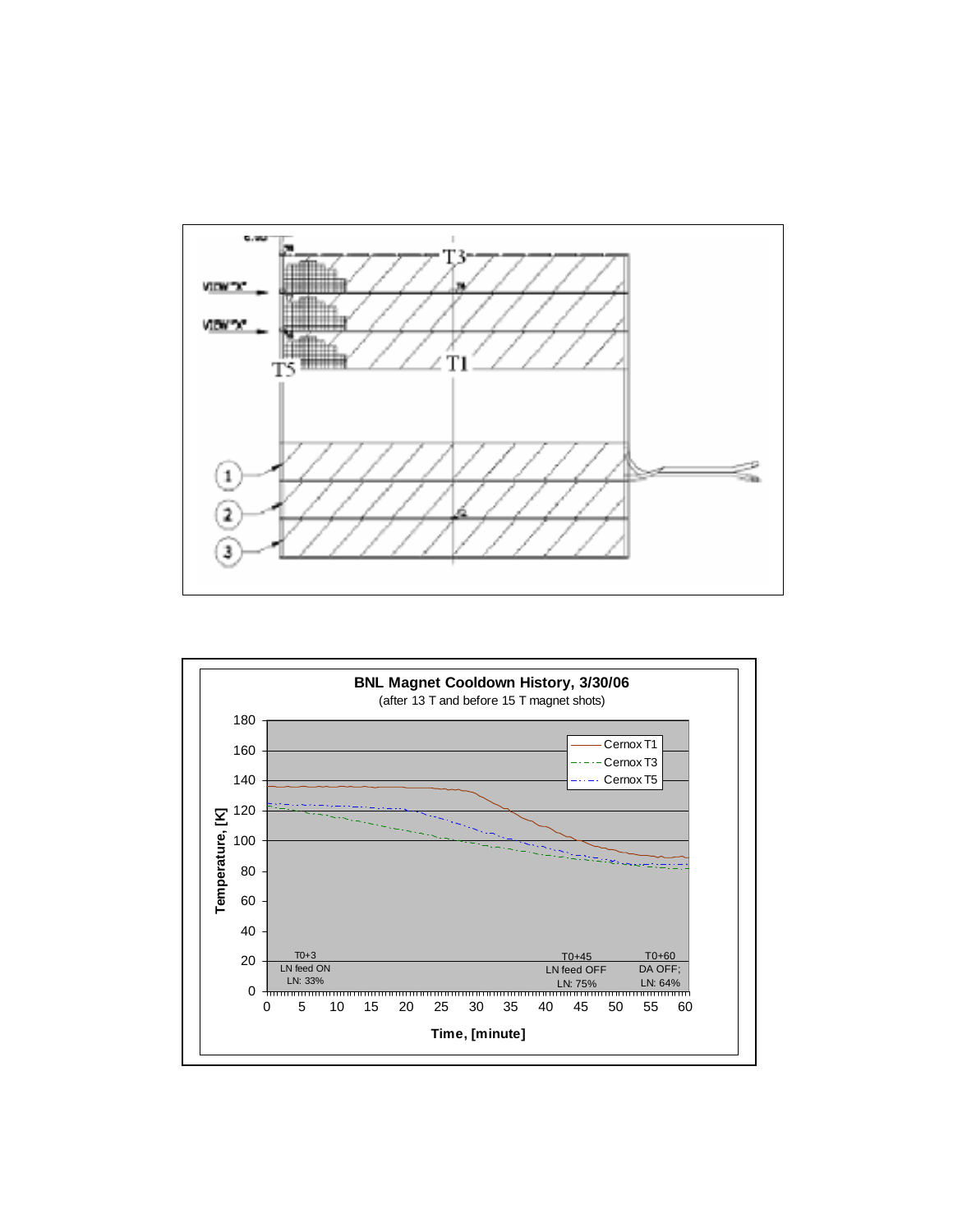VIEW "X"

VIEW "X"

T3

T5

T1

1

2

3

**BNL Magnet Cooldown History, 3/30/06**

(after 13 T and before 15 T magnet shots)

- Cernox T1
- Cernox T3
- Cernox T5

Temperature, [K]

Time, [minute]

T0+3
LN feed ON
LN: 33%

T0+45
LN feed OFF
LN: 75%

T0+60
DA OFF;
LN: 64%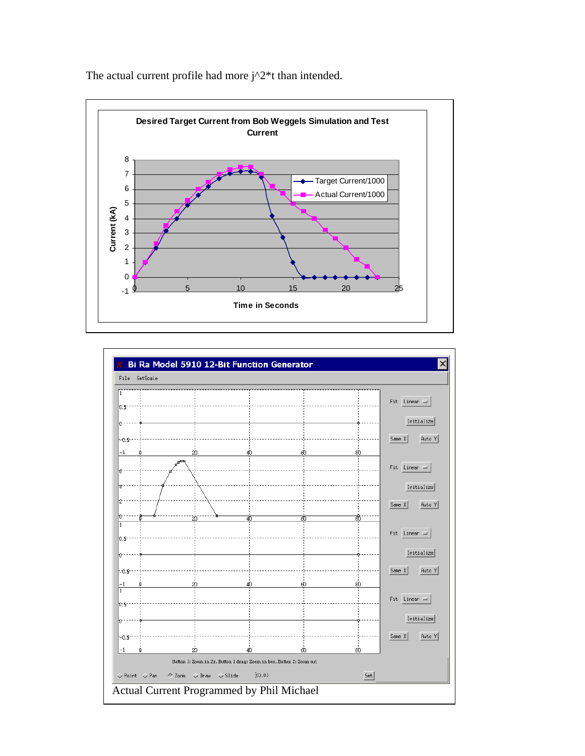The actual current profile had more $j^2*t$ than intended.

Actual Current Programmed by Phil Michael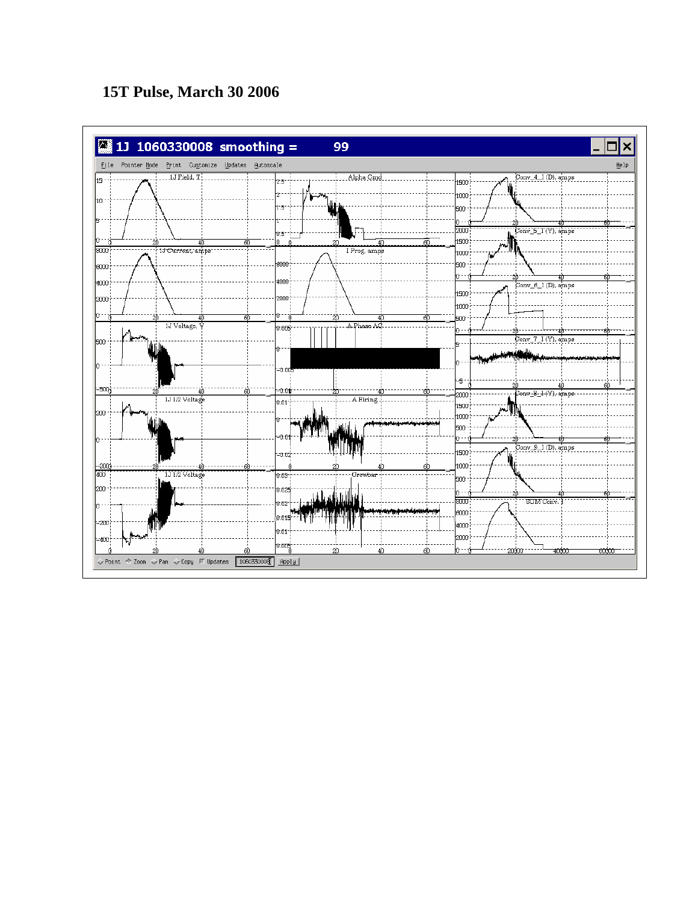# 15T Pulse, March 30 2006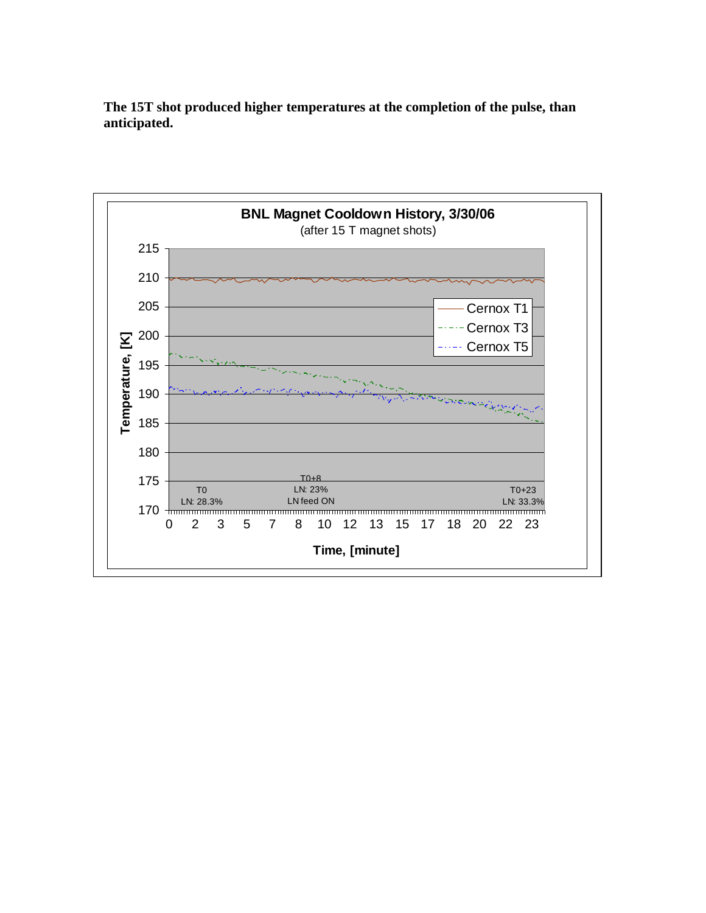**The 15T shot produced higher temperatures at the completion of the pulse, than anticipated.**

**BNL Magnet Cooldown History, 3/30/06**

(after 15 T magnet shots)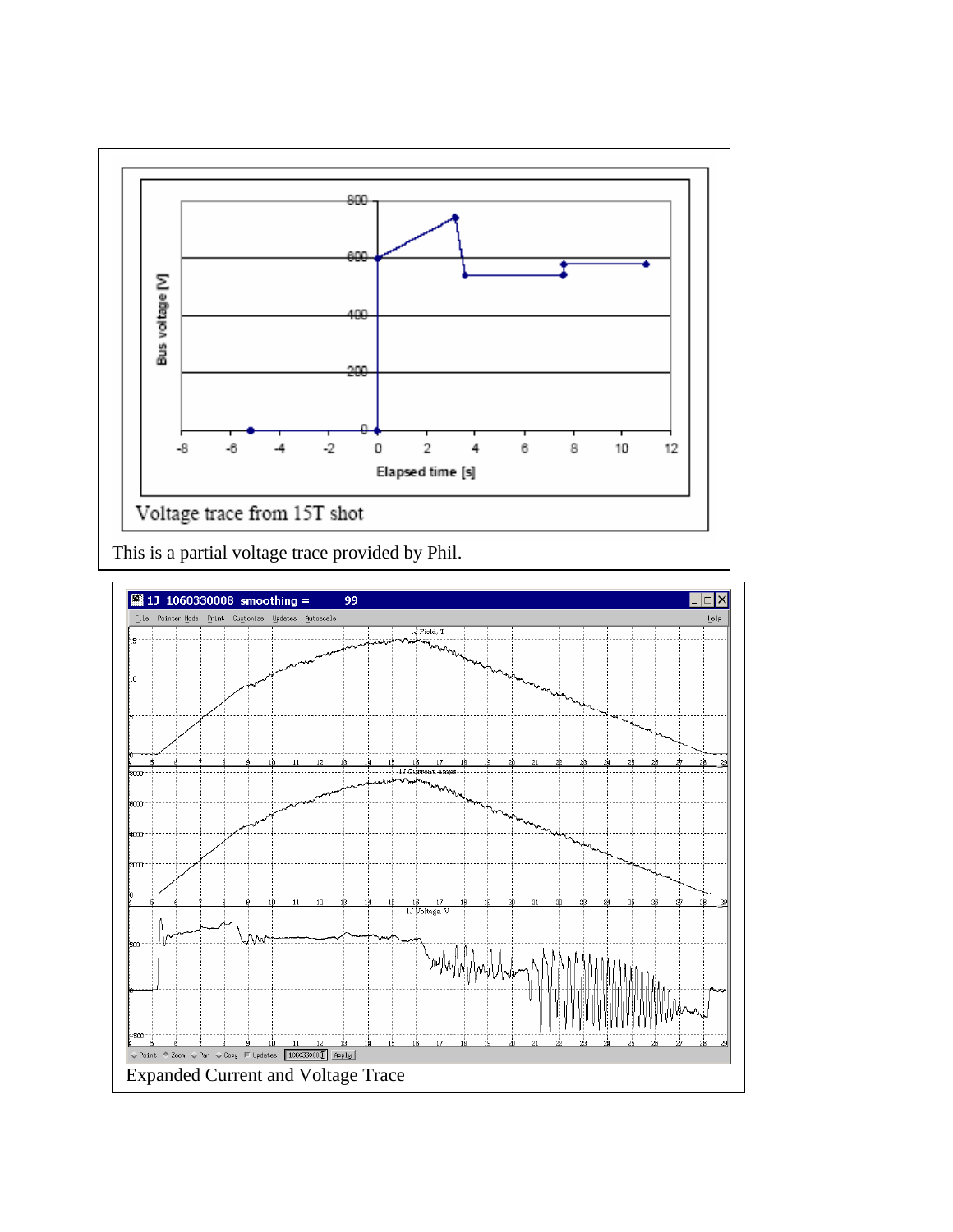Voltage trace from 15T shot

This is a partial voltage trace provided by Phil.

Expanded Current and Voltage Trace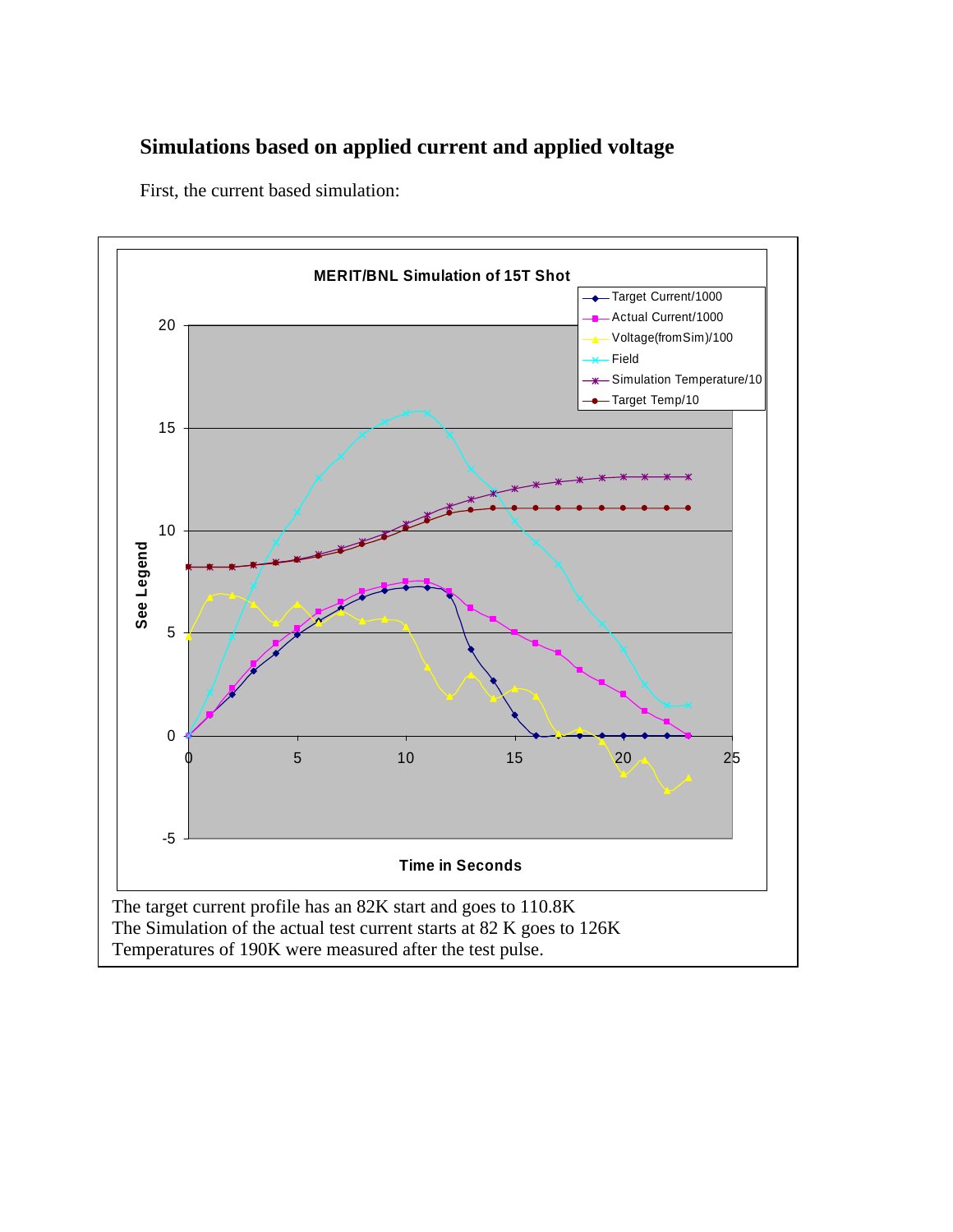## Simulations based on applied current and applied voltage

First, the current based simulation:

**MERIT/BNL Simulation of 15T Shot**

Legend: Target Current/1000; Actual Current/1000; Voltage(fromSim)/100; Field; Simulation Temperature/10; Target Temp/10

Y-axis: See Legend

X-axis: Time in Seconds

The target current profile has an 82K start and goes to 110.8K
The Simulation of the actual test current starts at 82 K goes to 126K
Temperatures of 190K were measured after the test pulse.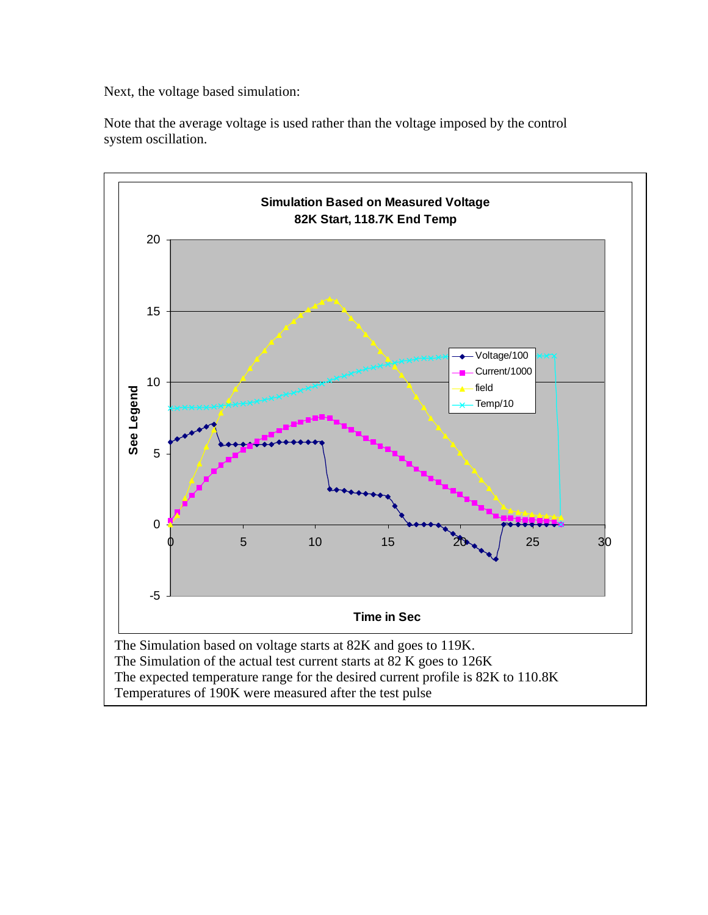Next, the voltage based simulation:

Note that the average voltage is used rather than the voltage imposed by the control system oscillation.

The Simulation based on voltage starts at 82K and goes to 119K.
The Simulation of the actual test current starts at 82 K goes to 126K
The expected temperature range for the desired current profile is 82K to 110.8K
Temperatures of 190K were measured after the test pulse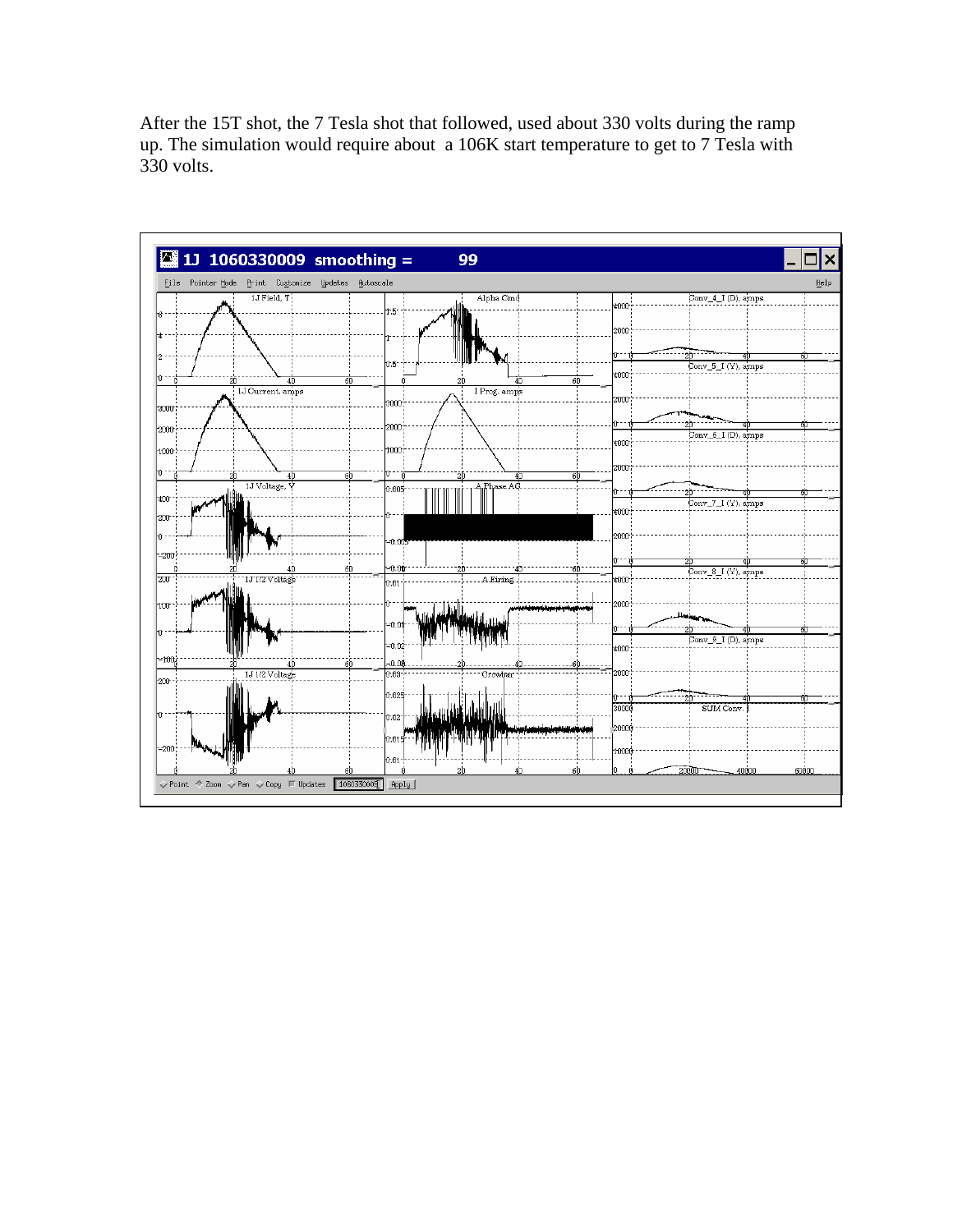After the 15T shot, the 7 Tesla shot that followed, used about 330 volts during the ramp up. The simulation would require about a 106K start temperature to get to 7 Tesla with 330 volts.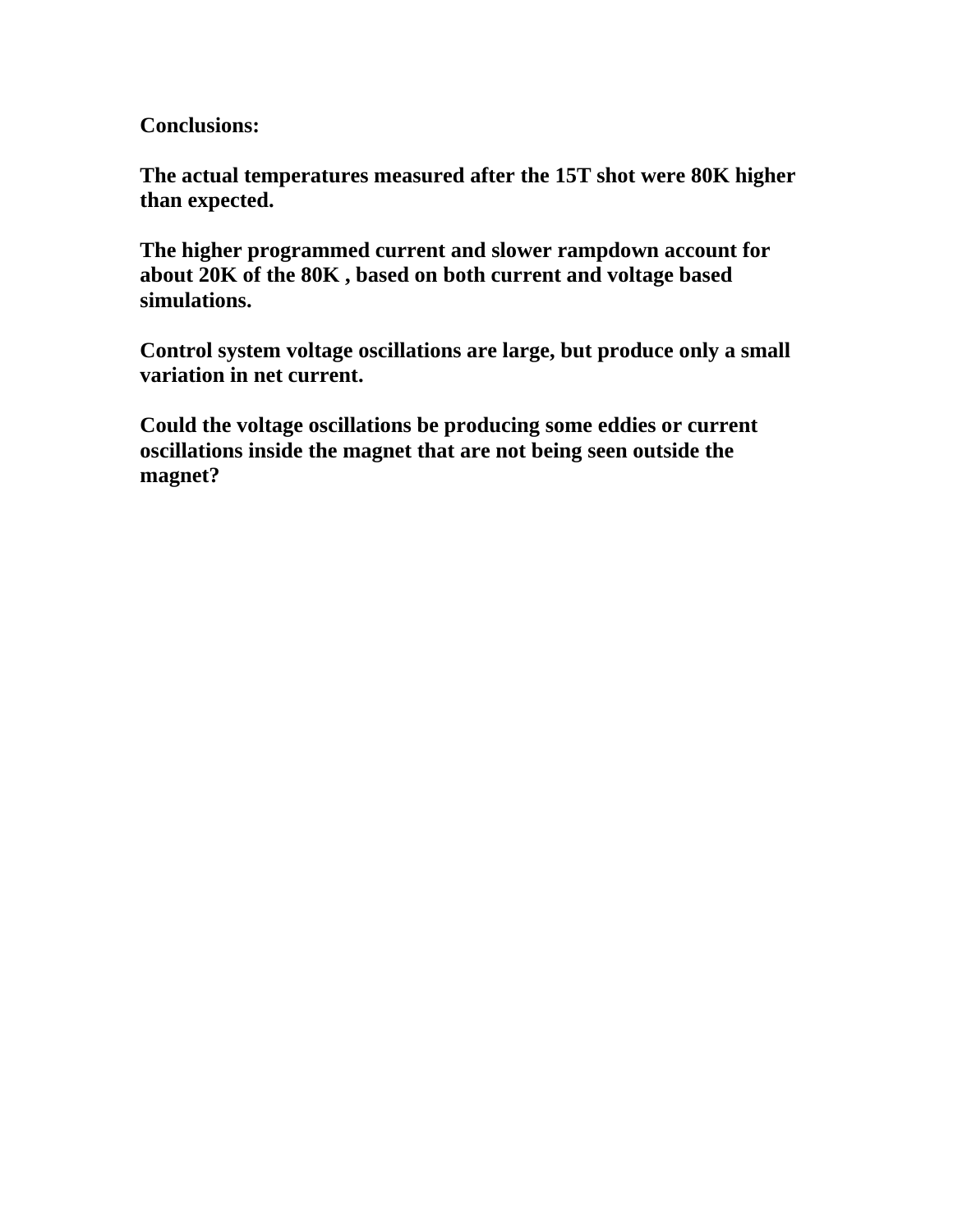**Conclusions:**

**The actual temperatures measured after the 15T shot were 80K higher than expected.**

**The higher programmed current and slower rampdown account for about 20K of the 80K , based on both current and voltage based simulations.**

**Control system voltage oscillations are large, but produce only a small variation in net current.**

**Could the voltage oscillations be producing some eddies or current oscillations inside the magnet that are not being seen outside the magnet?**